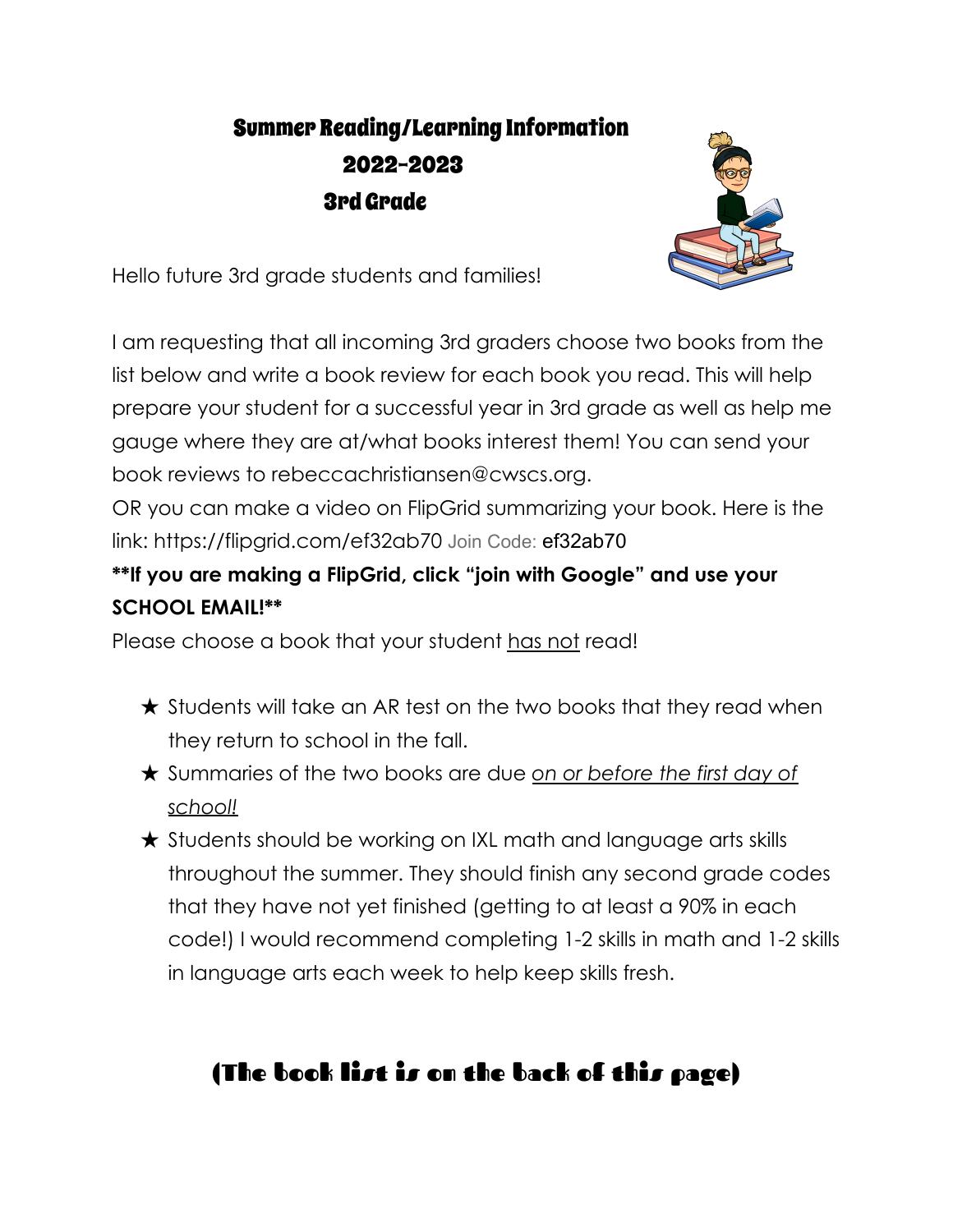# Summer Reading/Learning Information
# 2022-2023
# 3rd Grade

Hello future 3rd grade students and families!

I am requesting that all incoming 3rd graders choose two books from the list below and write a book review for each book you read. This will help prepare your student for a successful year in 3rd grade as well as help me gauge where they are at/what books interest them! You can send your book reviews to rebeccachristiansen@cwscs.org.

OR you can make a video on FlipGrid summarizing your book. Here is the link: https://flipgrid.com/ef32ab70 Join Code: ef32ab70

**If you are making a FlipGrid, click "join with Google" and use your SCHOOL EMAIL!**

Please choose a book that your student <u>has not</u> read!

★ Students will take an AR test on the two books that they read when they return to school in the fall.

★ Summaries of the two books are due <u>*on or before the first day of school!*</u>

★ Students should be working on IXL math and language arts skills throughout the summer. They should finish any second grade codes that they have not yet finished (getting to at least a 90% in each code!) I would recommend completing 1-2 skills in math and 1-2 skills in language arts each week to help keep skills fresh.

## (The book list is on the back of this page)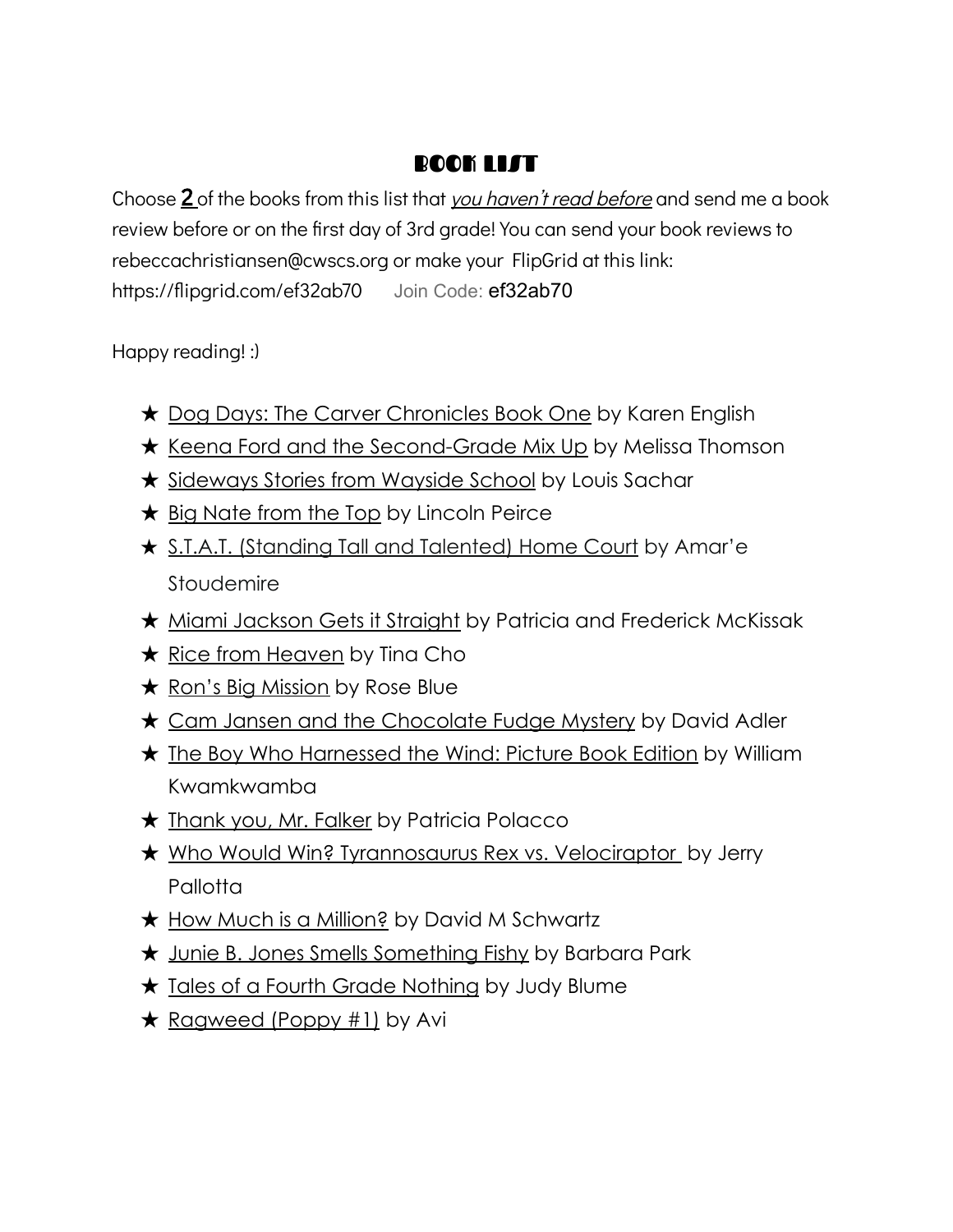# BOOK LIST

Choose **2** of the books from this list that *you haven't read before* and send me a book review before or on the first day of 3rd grade! You can send your book reviews to rebeccachristiansen@cwscs.org or make your FlipGrid at this link: https://flipgrid.com/ef32ab70 Join Code: ef32ab70

Happy reading! :)

- ★ Dog Days: The Carver Chronicles Book One by Karen English
- ★ Keena Ford and the Second-Grade Mix Up by Melissa Thomson
- ★ Sideways Stories from Wayside School by Louis Sachar
- ★ Big Nate from the Top by Lincoln Peirce
- ★ S.T.A.T. (Standing Tall and Talented) Home Court by Amar'e Stoudemire
- ★ Miami Jackson Gets it Straight by Patricia and Frederick McKissak
- ★ Rice from Heaven by Tina Cho
- ★ Ron's Big Mission by Rose Blue
- ★ Cam Jansen and the Chocolate Fudge Mystery by David Adler
- ★ The Boy Who Harnessed the Wind: Picture Book Edition by William Kwamkwamba
- ★ Thank you, Mr. Falker by Patricia Polacco
- ★ Who Would Win? Tyrannosaurus Rex vs. Velociraptor by Jerry Pallotta
- ★ How Much is a Million? by David M Schwartz
- ★ Junie B. Jones Smells Something Fishy by Barbara Park
- ★ Tales of a Fourth Grade Nothing by Judy Blume
- ★ Ragweed (Poppy #1) by Avi